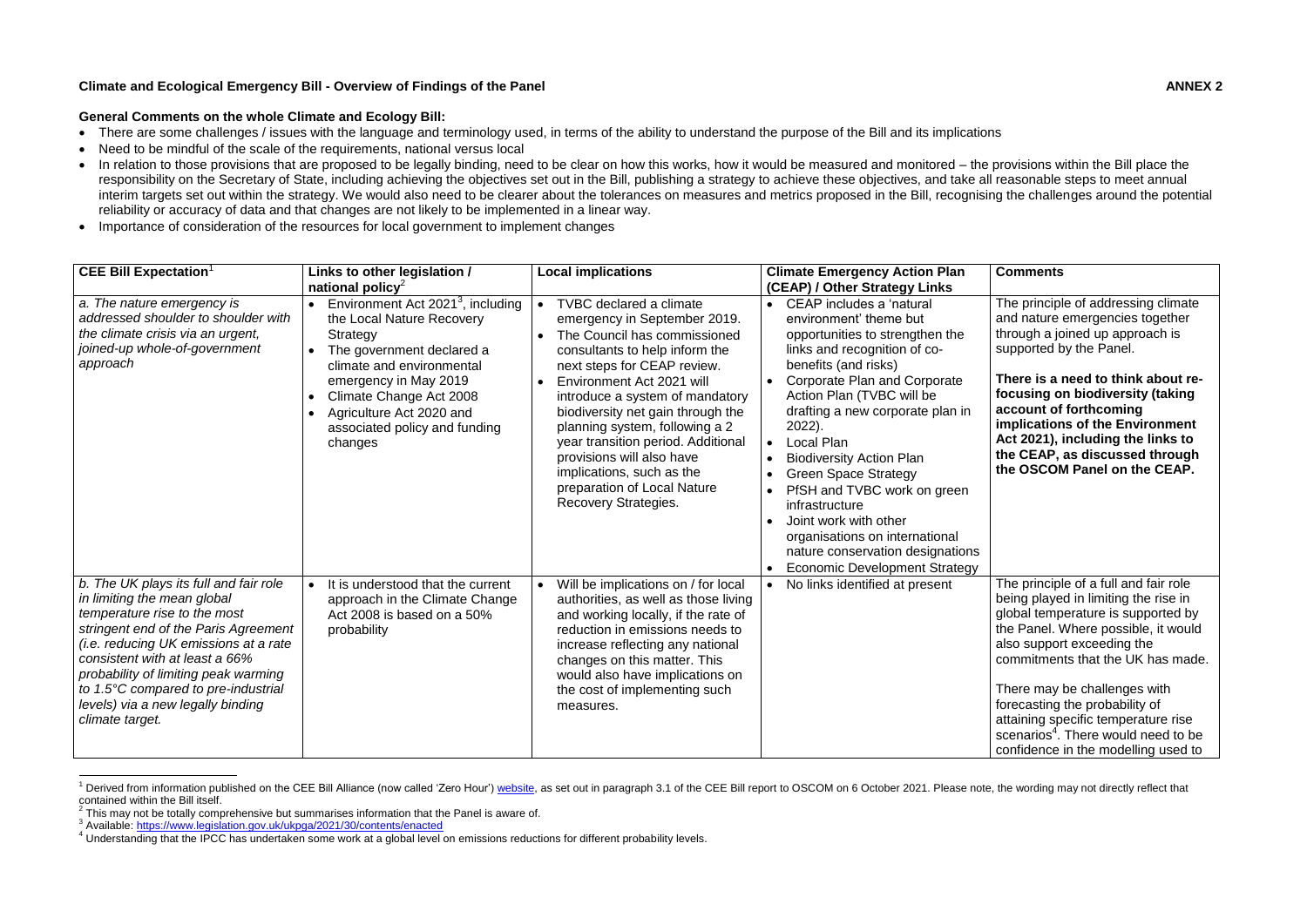**Climate and Ecological Emergency Bill - Overview of Findings of the Panel** **ANNEX 2**

**General Comments on the whole Climate and Ecology Bill:**

- There are some challenges / issues with the language and terminology used, in terms of the ability to understand the purpose of the Bill and its implications
- Need to be mindful of the scale of the requirements, national versus local
- In relation to those provisions that are proposed to be legally binding, need to be clear on how this works, how it would be measured and monitored – the provisions within the Bill place the responsibility on the Secretary of State, including achieving the objectives set out in the Bill, publishing a strategy to achieve these objectives, and take all reasonable steps to meet annual interim targets set out within the strategy. We would also need to be clearer about the tolerances on measures and metrics proposed in the Bill, recognising the challenges around the potential reliability or accuracy of data and that changes are not likely to be implemented in a linear way.
- Importance of consideration of the resources for local government to implement changes

| CEE Bill Expectation[1] | Links to other legislation / national policy[2] | Local implications | Climate Emergency Action Plan (CEAP) / Other Strategy Links | Comments |
|---|---|---|---|---|
| *a. The nature emergency is addressed shoulder to shoulder with the climate crisis via an urgent, joined-up whole-of-government approach* | • Environment Act 2021[3], including the Local Nature Recovery Strategy<br>• The government declared a climate and environmental emergency in May 2019<br>• Climate Change Act 2008<br>• Agriculture Act 2020 and associated policy and funding changes | • TVBC declared a climate emergency in September 2019.<br>• The Council has commissioned consultants to help inform the next steps for CEAP review.<br>• Environment Act 2021 will introduce a system of mandatory biodiversity net gain through the planning system, following a 2 year transition period. Additional provisions will also have implications, such as the preparation of Local Nature Recovery Strategies. | • CEAP includes a 'natural environment' theme but opportunities to strengthen the links and recognition of co-benefits (and risks)<br>• Corporate Plan and Corporate Action Plan (TVBC will be drafting a new corporate plan in 2022).<br>• Local Plan<br>• Biodiversity Action Plan<br>• Green Space Strategy<br>• PfSH and TVBC work on green infrastructure<br>• Joint work with other organisations on international nature conservation designations<br>• Economic Development Strategy | The principle of addressing climate and nature emergencies together through a joined up approach is supported by the Panel.<br><br>**There is a need to think about re-focusing on biodiversity (taking account of forthcoming implications of the Environment Act 2021), including the links to the CEAP, as discussed through the OSCOM Panel on the CEAP.** |
| *b. The UK plays its full and fair role in limiting the mean global temperature rise to the most stringent end of the Paris Agreement (i.e. reducing UK emissions at a rate consistent with at least a 66% probability of limiting peak warming to 1.5°C compared to pre-industrial levels) via a new legally binding climate target.* | • It is understood that the current approach in the Climate Change Act 2008 is based on a 50% probability | • Will be implications on / for local authorities, as well as those living and working locally, if the rate of reduction in emissions needs to increase reflecting any national changes on this matter. This would also have implications on the cost of implementing such measures. | • No links identified at present | The principle of a full and fair role being played in limiting the rise in global temperature is supported by the Panel. Where possible, it would also support exceeding the commitments that the UK has made.<br><br>There may be challenges with forecasting the probability of attaining specific temperature rise scenarios[4]. There would need to be confidence in the modelling used to |

[1] Derived from information published on the CEE Bill Alliance (now called 'Zero Hour') website, as set out in paragraph 3.1 of the CEE Bill report to OSCOM on 6 October 2021. Please note, the wording may not directly reflect that contained within the Bill itself.

[2] This may not be totally comprehensive but summarises information that the Panel is aware of.

[3] Available: https://www.legislation.gov.uk/ukpga/2021/30/contents/enacted

[4] Understanding that the IPCC has undertaken some work at a global level on emissions reductions for different probability levels.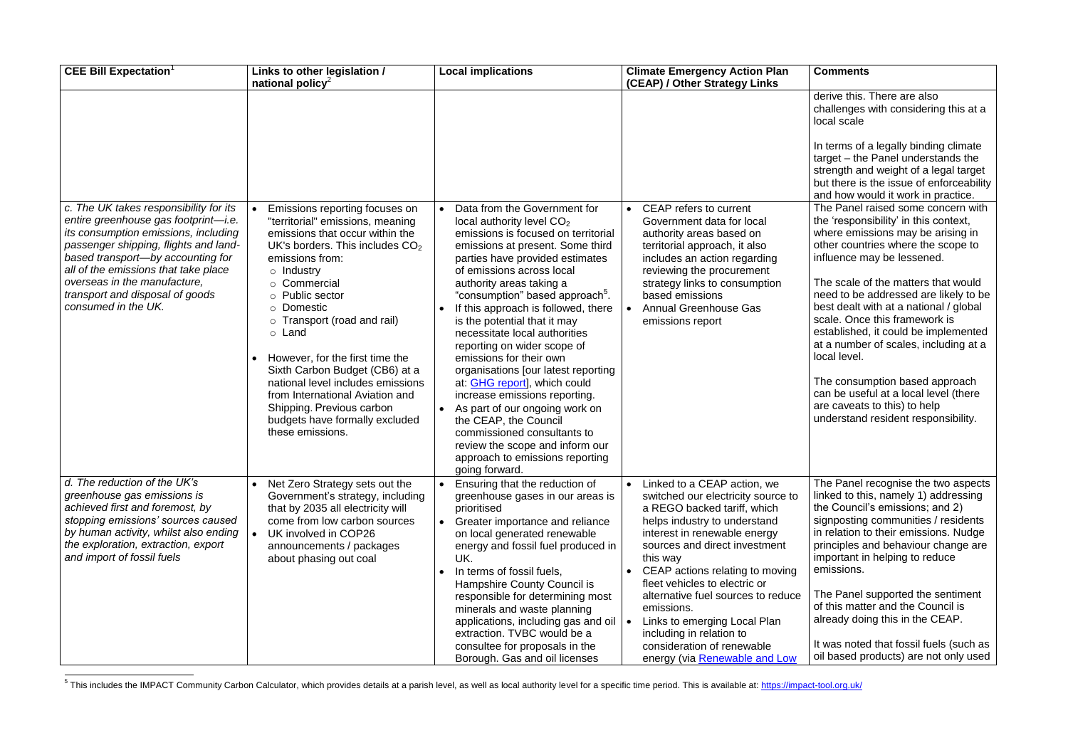| CEE Bill Expectation[1] | Links to other legislation / national policy[2] | Local implications | Climate Emergency Action Plan (CEAP) / Other Strategy Links | Comments |
|---|---|---|---|---|
| | | | | derive this. There are also challenges with considering this at a local scale<br><br>In terms of a legally binding climate target – the Panel understands the strength and weight of a legal target but there is the issue of enforceability and how would it work in practice. |
| *c. The UK takes responsibility for its entire greenhouse gas footprint—i.e. its consumption emissions, including passenger shipping, flights and land-based transport—by accounting for all of the emissions that take place overseas in the manufacture, transport and disposal of goods consumed in the UK.* | • Emissions reporting focuses on "territorial" emissions, meaning emissions that occur within the UK's borders. This includes $CO_2$ emissions from:<br>  ○ Industry<br>  ○ Commercial<br>  ○ Public sector<br>  ○ Domestic<br>  ○ Transport (road and rail)<br>  ○ Land<br><br>• However, for the first time the Sixth Carbon Budget (CB6) at a national level includes emissions from International Aviation and Shipping. Previous carbon budgets have formally excluded these emissions. | • Data from the Government for local authority level $CO_2$ emissions is focused on territorial emissions at present. Some third parties have provided estimates of emissions across local authority areas taking a "consumption" based approach[5].<br>• If this approach is followed, there is the potential that it may necessitate local authorities reporting on wider scope of emissions for their own organisations [our latest reporting at: [GHG report](#)], which could increase emissions reporting.<br>• As part of our ongoing work on the CEAP, the Council commissioned consultants to review the scope and inform our approach to emissions reporting going forward. | • CEAP refers to current Government data for local authority areas based on territorial approach, it also includes an action regarding reviewing the procurement strategy links to consumption based emissions<br>• Annual Greenhouse Gas emissions report | The Panel raised some concern with the 'responsibility' in this context, where emissions may be arising in other countries where the scope to influence may be lessened.<br><br>The scale of the matters that would need to be addressed are likely to be best dealt with at a national / global scale. Once this framework is established, it could be implemented at a number of scales, including at a local level.<br><br>The consumption based approach can be useful at a local level (there are caveats to this) to help understand resident responsibility. |
| *d. The reduction of the UK's greenhouse gas emissions is achieved first and foremost, by stopping emissions' sources caused by human activity, whilst also ending the exploration, extraction, export and import of fossil fuels* | • Net Zero Strategy sets out the Government's strategy, including that by 2035 all electricity will come from low carbon sources<br>• UK involved in COP26 announcements / packages about phasing out coal | • Ensuring that the reduction of greenhouse gases in our areas is prioritised<br>• Greater importance and reliance on local generated renewable energy and fossil fuel produced in UK.<br>• In terms of fossil fuels, Hampshire County Council is responsible for determining most minerals and waste planning applications, including gas and oil extraction. TVBC would be a consultee for proposals in the Borough. Gas and oil licenses | • Linked to a CEAP action, we switched our electricity source to a REGO backed tariff, which helps industry to understand interest in renewable energy sources and direct investment this way<br>• CEAP actions relating to moving fleet vehicles to electric or alternative fuel sources to reduce emissions.<br>• Links to emerging Local Plan including in relation to consideration of renewable energy (via [Renewable and Low](#) | The Panel recognise the two aspects linked to this, namely 1) addressing the Council's emissions; and 2) signposting communities / residents in relation to their emissions. Nudge principles and behaviour change are important in helping to reduce emissions.<br><br>The Panel supported the sentiment of this matter and the Council is already doing this in the CEAP.<br><br>It was noted that fossil fuels (such as oil based products) are not only used |

[5] This includes the IMPACT Community Carbon Calculator, which provides details at a parish level, as well as local authority level for a specific time period. This is available at: https://impact-tool.org.uk/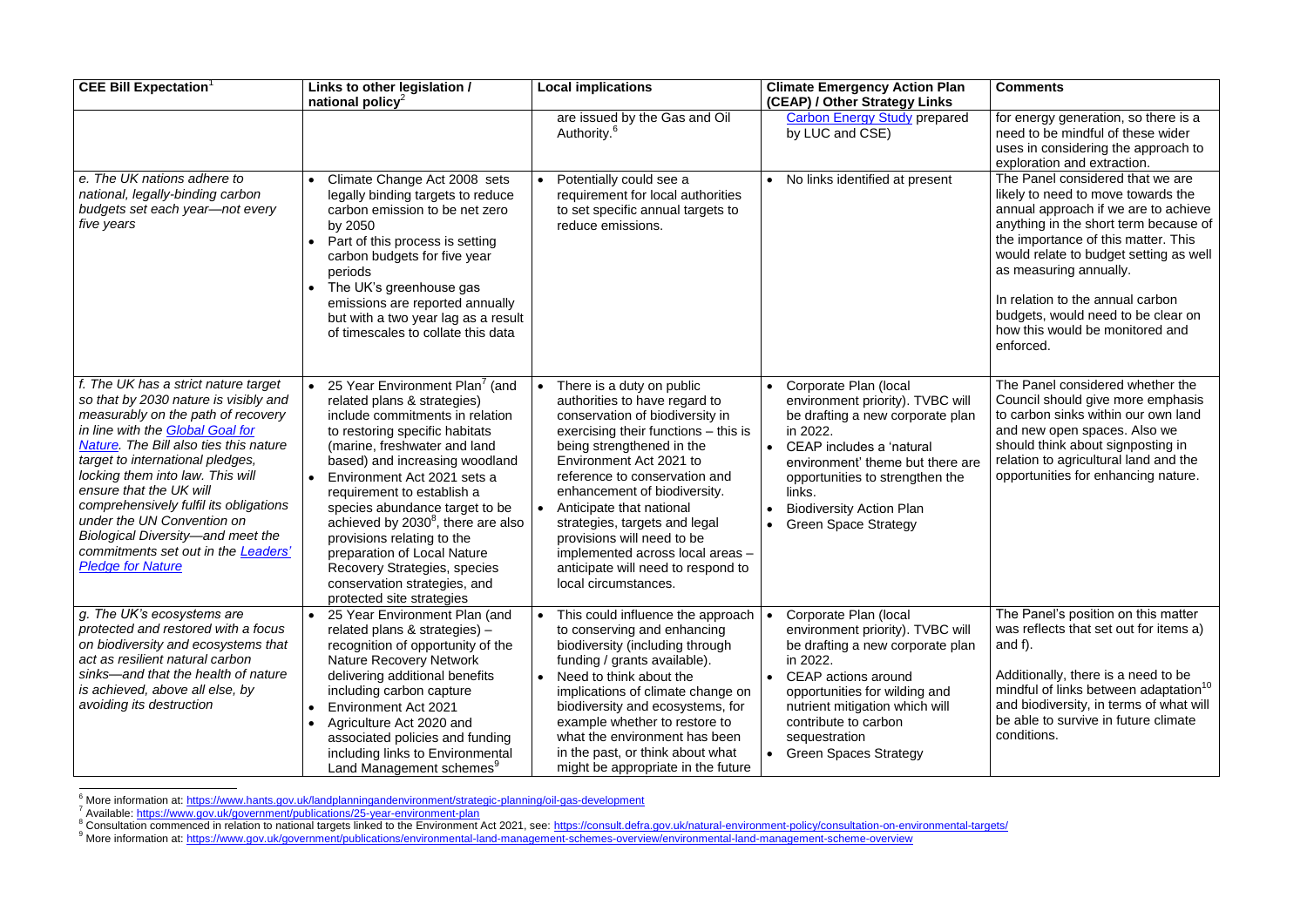| CEE Bill Expectation[1] | Links to other legislation / national policy[2] | Local implications | Climate Emergency Action Plan (CEAP) / Other Strategy Links | Comments |
|---|---|---|---|---|
| | | are issued by the Gas and Oil Authority.[6] | Carbon Energy Study prepared by LUC and CSE) | for energy generation, so there is a need to be mindful of these wider uses in considering the approach to exploration and extraction. |
| *e. The UK nations adhere to national, legally-binding carbon budgets set each year—not every five years* | • Climate Change Act 2008 sets legally binding targets to reduce carbon emission to be net zero by 2050<br>• Part of this process is setting carbon budgets for five year periods<br>• The UK's greenhouse gas emissions are reported annually but with a two year lag as a result of timescales to collate this data | • Potentially could see a requirement for local authorities to set specific annual targets to reduce emissions. | • No links identified at present | The Panel considered that we are likely to need to move towards the annual approach if we are to achieve anything in the short term because of the importance of this matter. This would relate to budget setting as well as measuring annually.<br><br>In relation to the annual carbon budgets, would need to be clear on how this would be monitored and enforced. |
| *f. The UK has a strict nature target so that by 2030 nature is visibly and measurably on the path of recovery in line with the [Global Goal for Nature](). The Bill also ties this nature target to international pledges, locking them into law. This will ensure that the UK will comprehensively fulfil its obligations under the UN Convention on Biological Diversity—and meet the commitments set out in the [Leaders' Pledge for Nature]()* | • 25 Year Environment Plan[7] (and related plans & strategies) include commitments in relation to restoring specific habitats (marine, freshwater and land based) and increasing woodland<br>• Environment Act 2021 sets a requirement to establish a species abundance target to be achieved by 2030[8], there are also provisions relating to the preparation of Local Nature Recovery Strategies, species conservation strategies, and protected site strategies | • There is a duty on public authorities to have regard to conservation of biodiversity in exercising their functions – this is being strengthened in the Environment Act 2021 to reference to conservation and enhancement of biodiversity.<br>• Anticipate that national strategies, targets and legal provisions will need to be implemented across local areas – anticipate will need to respond to local circumstances. | • Corporate Plan (local environment priority). TVBC will be drafting a new corporate plan in 2022.<br>• CEAP includes a 'natural environment' theme but there are opportunities to strengthen the links.<br>• Biodiversity Action Plan<br>• Green Space Strategy | The Panel considered whether the Council should give more emphasis to carbon sinks within our own land and new open spaces. Also we should think about signposting in relation to agricultural land and the opportunities for enhancing nature. |
| *g. The UK's ecosystems are protected and restored with a focus on biodiversity and ecosystems that act as resilient natural carbon sinks—and that the health of nature is achieved, above all else, by avoiding its destruction* | • 25 Year Environment Plan (and related plans & strategies) – recognition of opportunity of the Nature Recovery Network delivering additional benefits including carbon capture<br>• Environment Act 2021<br>• Agriculture Act 2020 and associated policies and funding including links to Environmental Land Management schemes[9] | • This could influence the approach to conserving and enhancing biodiversity (including through funding / grants available).<br>• Need to think about the implications of climate change on biodiversity and ecosystems, for example whether to restore to what the environment has been in the past, or think about what might be appropriate in the future | • Corporate Plan (local environment priority). TVBC will be drafting a new corporate plan in 2022.<br>• CEAP actions around opportunities for wilding and nutrient mitigation which will contribute to carbon sequestration<br>• Green Spaces Strategy | The Panel's position on this matter was reflects that set out for items a) and f).<br><br>Additionally, there is a need to be mindful of links between adaptation[10] and biodiversity, in terms of what will be able to survive in future climate conditions. |

[6] More information at: https://www.hants.gov.uk/landplanningandenvironment/strategic-planning/oil-gas-development

[7] Available: https://www.gov.uk/government/publications/25-year-environment-plan

[8] Consultation commenced in relation to national targets linked to the Environment Act 2021, see: https://consult.defra.gov.uk/natural-environment-policy/consultation-on-environmental-targets/

[9] More information at: https://www.gov.uk/government/publications/environmental-land-management-schemes-overview/environmental-land-management-scheme-overview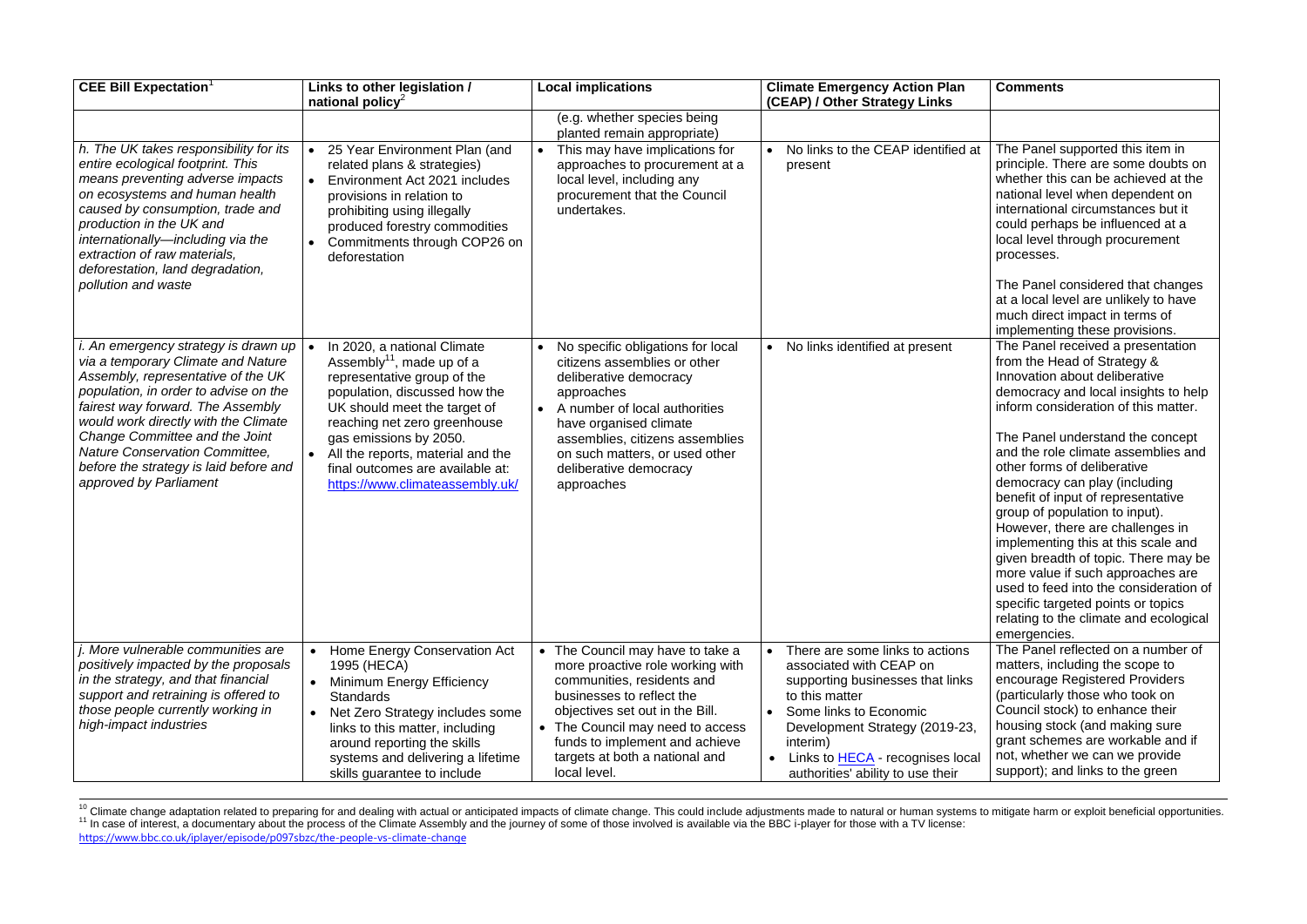| CEE Bill Expectation[1] | Links to other legislation / national policy[2] | Local implications | Climate Emergency Action Plan (CEAP) / Other Strategy Links | Comments |
|---|---|---|---|---|
| | | (e.g. whether species being planted remain appropriate) | | |
| *h. The UK takes responsibility for its entire ecological footprint. This means preventing adverse impacts on ecosystems and human health caused by consumption, trade and production in the UK and internationally—including via the extraction of raw materials, deforestation, land degradation, pollution and waste* | • 25 Year Environment Plan (and related plans & strategies)<br>• Environment Act 2021 includes provisions in relation to prohibiting using illegally produced forestry commodities<br>• Commitments through COP26 on deforestation | • This may have implications for approaches to procurement at a local level, including any procurement that the Council undertakes. | • No links to the CEAP identified at present | The Panel supported this item in principle. There are some doubts on whether this can be achieved at the national level when dependent on international circumstances but it could perhaps be influenced at a local level through procurement processes.<br><br>The Panel considered that changes at a local level are unlikely to have much direct impact in terms of implementing these provisions. |
| *i. An emergency strategy is drawn up via a temporary Climate and Nature Assembly, representative of the UK population, in order to advise on the fairest way forward. The Assembly would work directly with the Climate Change Committee and the Joint Nature Conservation Committee, before the strategy is laid before and approved by Parliament* | • In 2020, a national Climate Assembly[11], made up of a representative group of the population, discussed how the UK should meet the target of reaching net zero greenhouse gas emissions by 2050.<br>• All the reports, material and the final outcomes are available at: https://www.climateassembly.uk/ | • No specific obligations for local citizens assemblies or other deliberative democracy approaches<br>• A number of local authorities have organised climate assemblies, citizens assemblies on such matters, or used other deliberative democracy approaches | • No links identified at present | The Panel received a presentation from the Head of Strategy & Innovation about deliberative democracy and local insights to help inform consideration of this matter.<br><br>The Panel understand the concept and the role climate assemblies and other forms of deliberative democracy can play (including benefit of input of representative group of population to input). However, there are challenges in implementing this at this scale and given breadth of topic. There may be more value if such approaches are used to feed into the consideration of specific targeted points or topics relating to the climate and ecological emergencies. |
| *j. More vulnerable communities are positively impacted by the proposals in the strategy, and that financial support and retraining is offered to those people currently working in high-impact industries* | • Home Energy Conservation Act 1995 (HECA)<br>• Minimum Energy Efficiency Standards<br>• Net Zero Strategy includes some links to this matter, including around reporting the skills systems and delivering a lifetime skills guarantee to include | • The Council may have to take a more proactive role working with communities, residents and businesses to reflect the objectives set out in the Bill.<br>• The Council may need to access funds to implement and achieve targets at both a national and local level. | • There are some links to actions associated with CEAP on supporting businesses that links to this matter<br>• Some links to Economic Development Strategy (2019-23, interim)<br>• Links to HECA - recognises local authorities' ability to use their | The Panel reflected on a number of matters, including the scope to encourage Registered Providers (particularly those who took on Council stock) to enhance their housing stock (and making sure grant schemes are workable and if not, whether we can we provide support); and links to the green |

[10] Climate change adaptation related to preparing for and dealing with actual or anticipated impacts of climate change. This could include adjustments made to natural or human systems to mitigate harm or exploit beneficial opportunities.
[11] In case of interest, a documentary about the process of the Climate Assembly and the journey of some of those involved is available via the BBC i-player for those with a TV license:
https://www.bbc.co.uk/iplayer/episode/p097sbzc/the-people-vs-climate-change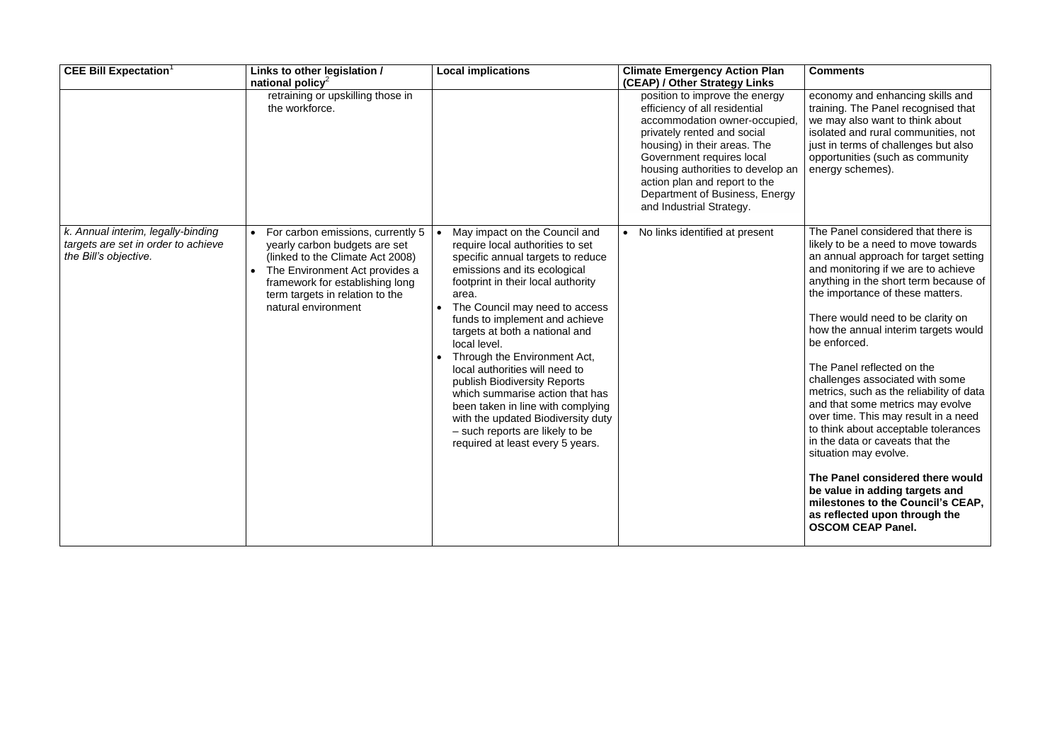| CEE Bill Expectation[1] | Links to other legislation / national policy[2] | Local implications | Climate Emergency Action Plan (CEAP) / Other Strategy Links | Comments |
|---|---|---|---|---|
| | retraining or upskilling those in the workforce. | | position to improve the energy efficiency of all residential accommodation owner-occupied, privately rented and social housing) in their areas. The Government requires local housing authorities to develop an action plan and report to the Department of Business, Energy and Industrial Strategy. | economy and enhancing skills and training. The Panel recognised that we may also want to think about isolated and rural communities, not just in terms of challenges but also opportunities (such as community energy schemes). |
| *k. Annual interim, legally-binding targets are set in order to achieve the Bill's objective.* | • For carbon emissions, currently 5 yearly carbon budgets are set (linked to the Climate Act 2008)<br>• The Environment Act provides a framework for establishing long term targets in relation to the natural environment | • May impact on the Council and require local authorities to set specific annual targets to reduce emissions and its ecological footprint in their local authority area.<br>• The Council may need to access funds to implement and achieve targets at both a national and local level.<br>• Through the Environment Act, local authorities will need to publish Biodiversity Reports which summarise action that has been taken in line with complying with the updated Biodiversity duty – such reports are likely to be required at least every 5 years. | • No links identified at present | The Panel considered that there is likely to be a need to move towards an annual approach for target setting and monitoring if we are to achieve anything in the short term because of the importance of these matters.<br><br>There would need to be clarity on how the annual interim targets would be enforced.<br><br>The Panel reflected on the challenges associated with some metrics, such as the reliability of data and that some metrics may evolve over time. This may result in a need to think about acceptable tolerances in the data or caveats that the situation may evolve.<br><br>**The Panel considered there would be value in adding targets and milestones to the Council's CEAP, as reflected upon through the OSCOM CEAP Panel.** |